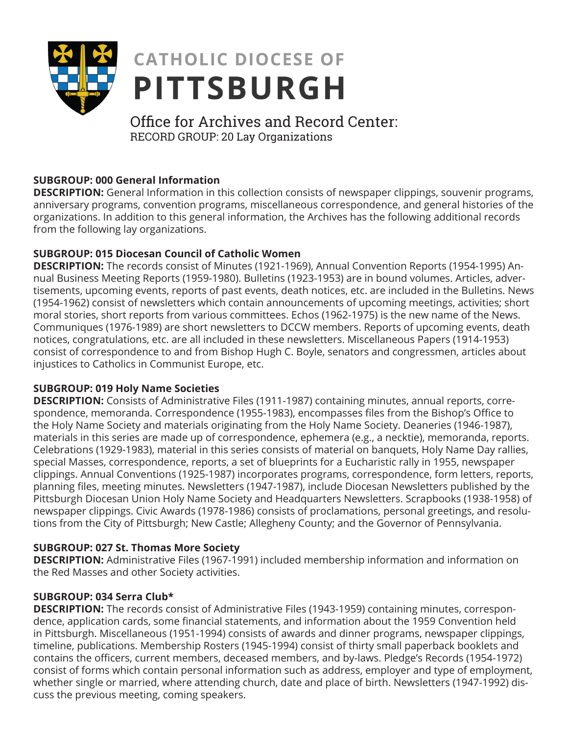# CATHOLIC DIOCESE OF PITTSBURGH

## Office for Archives and Record Center:
RECORD GROUP: 20 Lay Organizations

**SUBGROUP: 000 General Information**
**DESCRIPTION:** General Information in this collection consists of newspaper clippings, souvenir programs, anniversary programs, convention programs, miscellaneous correspondence, and general histories of the organizations. In addition to this general information, the Archives has the following additional records from the following lay organizations.

**SUBGROUP: 015 Diocesan Council of Catholic Women**
**DESCRIPTION:** The records consist of Minutes (1921-1969), Annual Convention Reports (1954-1995) Annual Business Meeting Reports (1959-1980). Bulletins (1923-1953) are in bound volumes. Articles, advertisements, upcoming events, reports of past events, death notices, etc. are included in the Bulletins. News (1954-1962) consist of newsletters which contain announcements of upcoming meetings, activities; short moral stories, short reports from various committees. Echos (1962-1975) is the new name of the News. Communiques (1976-1989) are short newsletters to DCCW members. Reports of upcoming events, death notices, congratulations, etc. are all included in these newsletters. Miscellaneous Papers (1914-1953) consist of correspondence to and from Bishop Hugh C. Boyle, senators and congressmen, articles about injustices to Catholics in Communist Europe, etc.

**SUBGROUP: 019 Holy Name Societies**
**DESCRIPTION:** Consists of Administrative Files (1911-1987) containing minutes, annual reports, correspondence, memoranda. Correspondence (1955-1983), encompasses files from the Bishop's Office to the Holy Name Society and materials originating from the Holy Name Society. Deaneries (1946-1987), materials in this series are made up of correspondence, ephemera (e.g., a necktie), memoranda, reports. Celebrations (1929-1983), material in this series consists of material on banquets, Holy Name Day rallies, special Masses, correspondence, reports, a set of blueprints for a Eucharistic rally in 1955, newspaper clippings. Annual Conventions (1925-1987) incorporates programs, correspondence, form letters, reports, planning files, meeting minutes. Newsletters (1947-1987), include Diocesan Newsletters published by the Pittsburgh Diocesan Union Holy Name Society and Headquarters Newsletters. Scrapbooks (1938-1958) of newspaper clippings. Civic Awards (1978-1986) consists of proclamations, personal greetings, and resolutions from the City of Pittsburgh; New Castle; Allegheny County; and the Governor of Pennsylvania.

**SUBGROUP: 027 St. Thomas More Society**
**DESCRIPTION:** Administrative Files (1967-1991) included membership information and information on the Red Masses and other Society activities.

**SUBGROUP: 034 Serra Club***
**DESCRIPTION:** The records consist of Administrative Files (1943-1959) containing minutes, correspondence, application cards, some financial statements, and information about the 1959 Convention held in Pittsburgh. Miscellaneous (1951-1994) consists of awards and dinner programs, newspaper clippings, timeline, publications. Membership Rosters (1945-1994) consist of thirty small paperback booklets and contains the officers, current members, deceased members, and by-laws. Pledge's Records (1954-1972) consist of forms which contain personal information such as address, employer and type of employment, whether single or married, where attending church, date and place of birth. Newsletters (1947-1992) discuss the previous meeting, coming speakers.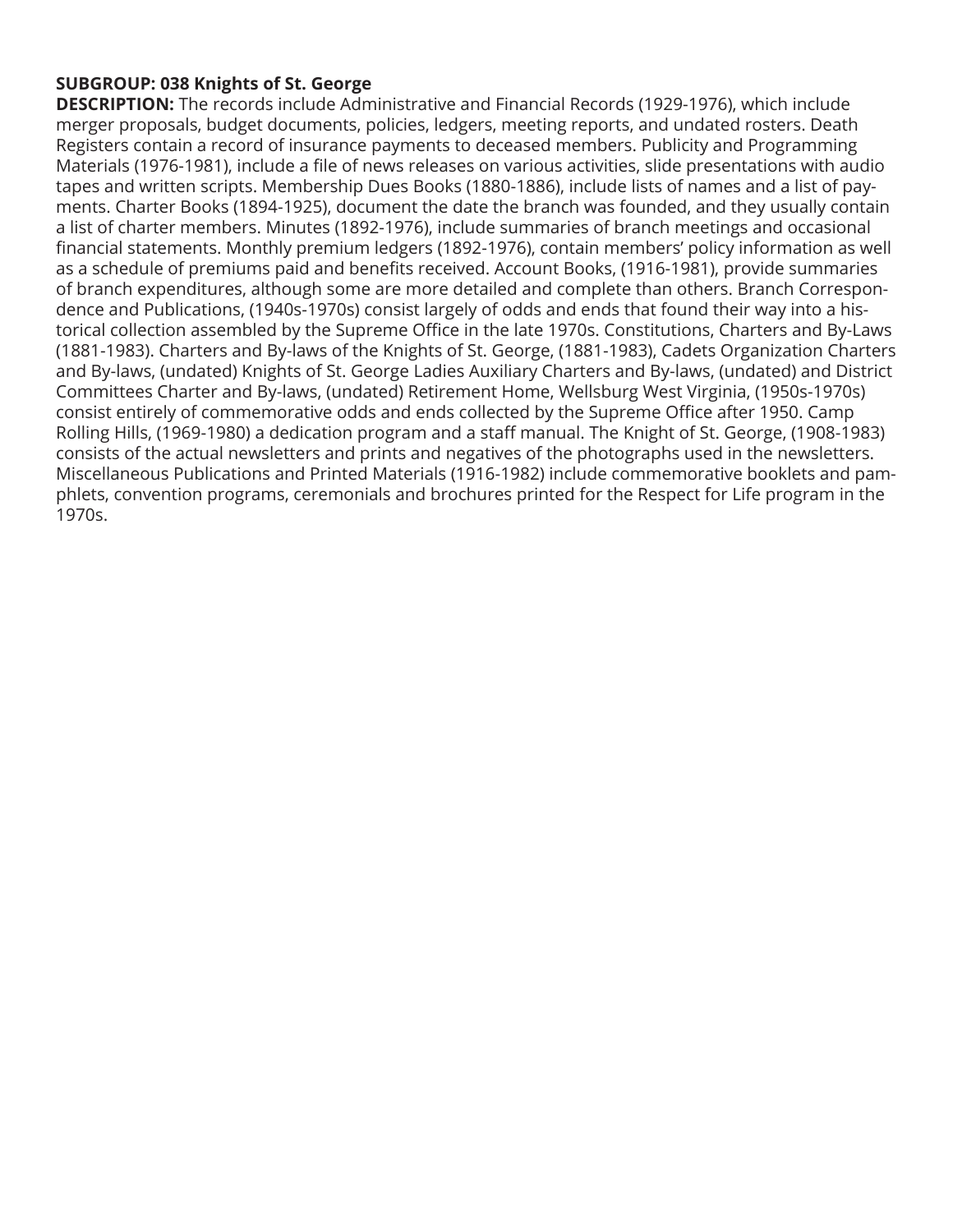**SUBGROUP: 038 Knights of St. George**

**DESCRIPTION:** The records include Administrative and Financial Records (1929-1976), which include merger proposals, budget documents, policies, ledgers, meeting reports, and undated rosters. Death Registers contain a record of insurance payments to deceased members. Publicity and Programming Materials (1976-1981), include a file of news releases on various activities, slide presentations with audio tapes and written scripts. Membership Dues Books (1880-1886), include lists of names and a list of payments. Charter Books (1894-1925), document the date the branch was founded, and they usually contain a list of charter members. Minutes (1892-1976), include summaries of branch meetings and occasional financial statements. Monthly premium ledgers (1892-1976), contain members' policy information as well as a schedule of premiums paid and benefits received. Account Books, (1916-1981), provide summaries of branch expenditures, although some are more detailed and complete than others. Branch Correspondence and Publications, (1940s-1970s) consist largely of odds and ends that found their way into a historical collection assembled by the Supreme Office in the late 1970s. Constitutions, Charters and By-Laws (1881-1983). Charters and By-laws of the Knights of St. George, (1881-1983), Cadets Organization Charters and By-laws, (undated) Knights of St. George Ladies Auxiliary Charters and By-laws, (undated) and District Committees Charter and By-laws, (undated) Retirement Home, Wellsburg West Virginia, (1950s-1970s) consist entirely of commemorative odds and ends collected by the Supreme Office after 1950. Camp Rolling Hills, (1969-1980) a dedication program and a staff manual. The Knight of St. George, (1908-1983) consists of the actual newsletters and prints and negatives of the photographs used in the newsletters. Miscellaneous Publications and Printed Materials (1916-1982) include commemorative booklets and pamphlets, convention programs, ceremonials and brochures printed for the Respect for Life program in the 1970s.